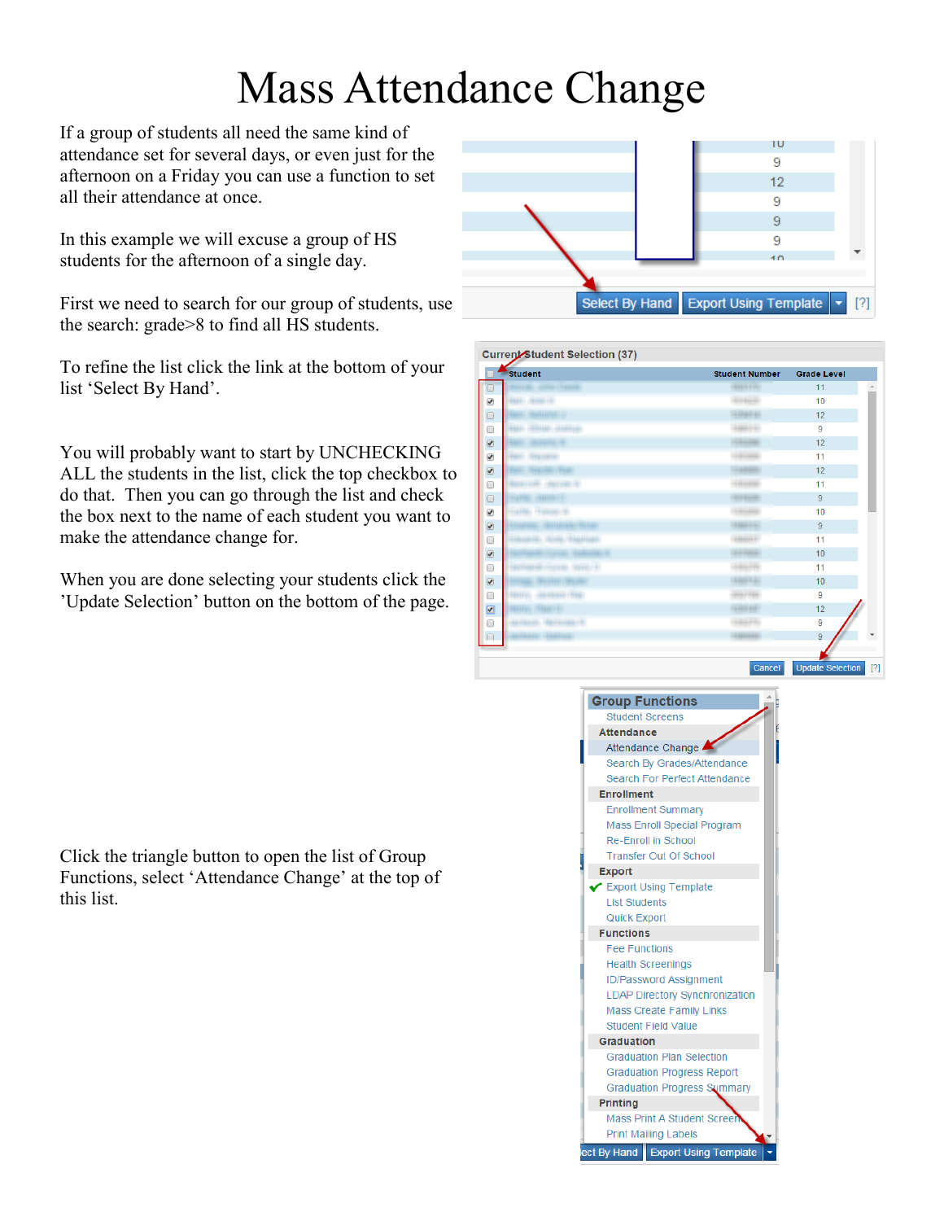# Mass Attendance Change

If a group of students all need the same kind of attendance set for several days, or even just for the afternoon on a Friday you can use a function to set all their attendance at once.

In this example we will excuse a group of HS students for the afternoon of a single day.

First we need to search for our group of students, use the search: grade>8 to find all HS students.

To refine the list click the link at the bottom of your list 'Select By Hand'.

You will probably want to start by UNCHECKING ALL the students in the list, click the top checkbox to do that. Then you can go through the list and check the box next to the name of each student you want to make the attendance change for.

When you are done selecting your students click the 'Update Selection' button on the bottom of the page.

Click the triangle button to open the list of Group Functions, select 'Attendance Change' at the top of this list.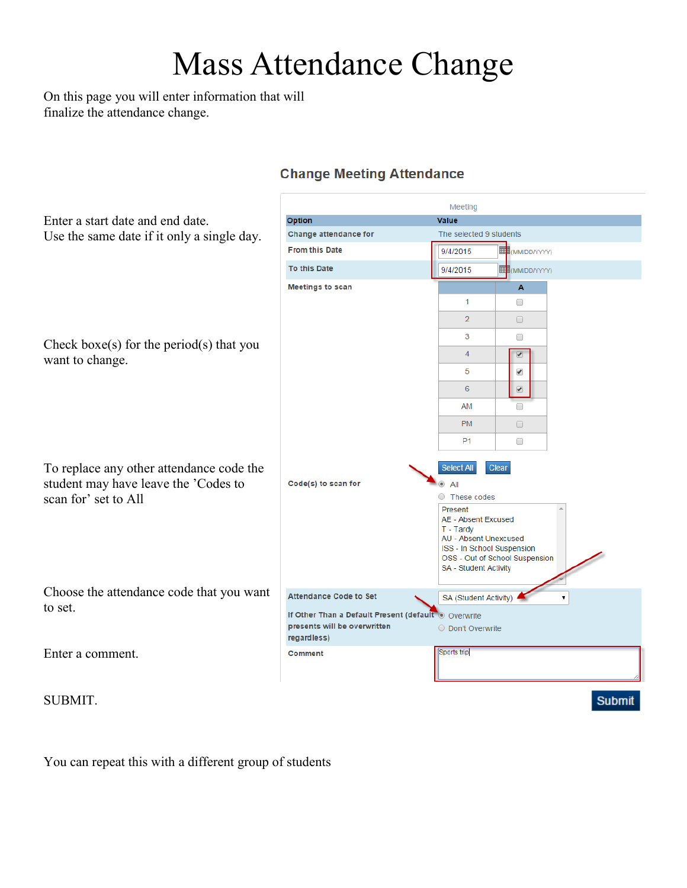# Mass Attendance Change

On this page you will enter information that will finalize the attendance change.

## Change Meeting Attendance

Meeting

| Option | Value |
|---|---|
| Change attendance for | The selected 9 students |
| From this Date | 9/4/2015 (MM/DD/YYYY) |
| To this Date | 9/4/2015 (MM/DD/YYYY) |
| Meetings to scan | |

Enter a start date and end date.
Use the same date if it only a single day.

| | A |
|---|---|
| 1 | ☐ |
| 2 | ☐ |
| 3 | ☐ |
| 4 | ☑ |
| 5 | ☑ |
| 6 | ☑ |
| AM | ☐ |
| PM | ☐ |
| P1 | ☐ |

Check boxe(s) for the period(s) that you want to change.

Select All   Clear

Code(s) to scan for

- ◉ All
- ○ These codes

Present
AE - Absent Excused
T - Tardy
AU - Absent Unexcused
ISS - In School Suspension
OSS - Out of School Suspension
SA - Student Activity

To replace any other attendance code the student may have leave the 'Codes to scan for' set to All

Attendance Code to Set: SA (Student Activity)

If Other Than a Default Present (default presents will be overwritten regardless)

- ◉ Overwrite
- ○ Don't Overwrite

Choose the attendance code that you want to set.

Comment: Sports trip

Enter a comment.

SUBMIT.

Submit

You can repeat this with a different group of students